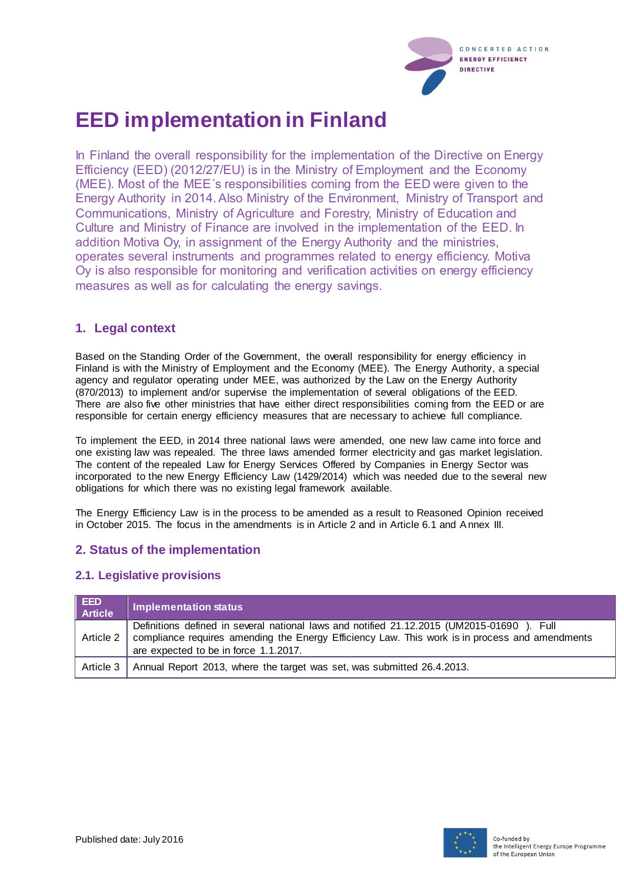# EED implementation in Finland

In Finland the overall responsibility for the implementation of the Directive on Energy Efficiency (EED) (2012/27/EU) is in the Ministry of Employment and the Economy (MEE). Most of the MEE´s responsibilities coming from the EED were given to the Energy Authority in 2014. Also Ministry of the Environment, Ministry of Transport and Communications, Ministry of Agriculture and Forestry, Ministry of Education and Culture and Ministry of Finance are involved in the implementation of the EED. In addition Motiva Oy, in assignment of the Energy Authority and the ministries, operates several instruments and programmes related to energy efficiency. Motiva Oy is also responsible for monitoring and verification activities on energy efficiency measures as well as for calculating the energy savings.

## 1. Legal context

Based on the Standing Order of the Government, the overall responsibility for energy efficiency in Finland is with the Ministry of Employment and the Economy (MEE). The Energy Authority, a special agency and regulator operating under MEE, was authorized by the Law on the Energy Authority (870/2013) to implement and/or supervise the implementation of several obligations of the EED. There are also five other ministries that have either direct responsibilities coming from the EED or are responsible for certain energy efficiency measures that are necessary to achieve full compliance.

To implement the EED, in 2014 three national laws were amended, one new law came into force and one existing law was repealed. The three laws amended former electricity and gas market legislation. The content of the repealed Law for Energy Services Offered by Companies in Energy Sector was incorporated to the new Energy Efficiency Law (1429/2014) which was needed due to the several new obligations for which there was no existing legal framework available.

The Energy Efficiency Law is in the process to be amended as a result to Reasoned Opinion received in October 2015. The focus in the amendments is in Article 2 and in Article 6.1 and Annex III.

## 2. Status of the implementation

### 2.1. Legislative provisions

| EED Article | Implementation status |
|---|---|
| Article 2 | Definitions defined in several national laws and notified 21.12.2015 (UM2015-01690 ). Full compliance requires amending the Energy Efficiency Law. This work is in process and amendments are expected to be in force 1.1.2017. |
| Article 3 | Annual Report 2013, where the target was set, was submitted 26.4.2013. |

Published date: July 2016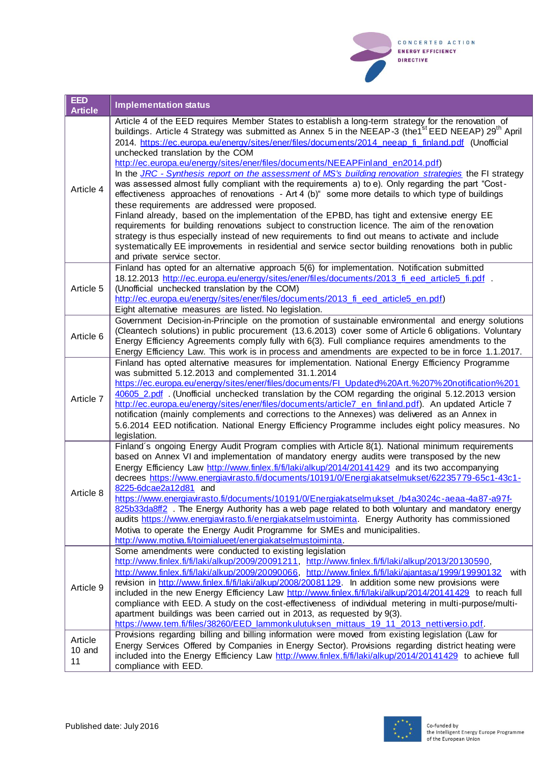| EED Article | Implementation status |
|---|---|
| Article 4 | Article 4 of the EED requires Member States to establish a long-term strategy for the renovation of buildings. Article 4 Strategy was submitted as Annex 5 in the NEEAP-3 (the1st EED NEEAP) 29th April 2014. https://ec.europa.eu/energy/sites/ener/files/documents/2014_neeap_fi_finland.pdf (Unofficial unchecked translation by the COM http://ec.europa.eu/energy/sites/ener/files/documents/NEEAPFinland_en2014.pdf) In the *JRC - Synthesis report on the assessment of MS's building renovation strategies* the FI strategy was assessed almost fully compliant with the requirements a) to e). Only regarding the part "Cost-effectiveness approaches of renovations - Art 4 (b)" some more details to which type of buildings these requirements are addressed were proposed. Finland already, based on the implementation of the EPBD, has tight and extensive energy EE requirements for building renovations subject to construction licence. The aim of the renovation strategy is thus especially instead of new requirements to find out means to activate and include systematically EE improvements in residential and service sector building renovations both in public and private service sector. |
| Article 5 | Finland has opted for an alternative approach 5(6) for implementation. Notification submitted 18.12.2013 http://ec.europa.eu/energy/sites/ener/files/documents/2013_fi_eed_article5_fi.pdf . (Unofficial unchecked translation by the COM) http://ec.europa.eu/energy/sites/ener/files/documents/2013_fi_eed_article5_en.pdf) Eight alternative measures are listed. No legislation. |
| Article 6 | Government Decision-in-Principle on the promotion of sustainable environmental and energy solutions (Cleantech solutions) in public procurement (13.6.2013) cover some of Article 6 obligations. Voluntary Energy Efficiency Agreements comply fully with 6(3). Full compliance requires amendments to the Energy Efficiency Law. This work is in process and amendments are expected to be in force 1.1.2017. |
| Article 7 | Finland has opted alternative measures for implementation. National Energy Efficiency Programme was submitted 5.12.2013 and complemented 31.1.2014 https://ec.europa.eu/energy/sites/ener/files/documents/FI_Updated%20Art.%207%20notification%20140605_2.pdf . (Unofficial unchecked translation by the COM regarding the original 5.12.2013 version http://ec.europa.eu/energy/sites/ener/files/documents/article7_en_finland.pdf). An updated Article 7 notification (mainly complements and corrections to the Annexes) was delivered as an Annex in 5.6.2014 EED notification. National Energy Efficiency Programme includes eight policy measures. No legislation. |
| Article 8 | Finland´s ongoing Energy Audit Program complies with Article 8(1). National minimum requirements based on Annex VI and implementation of mandatory energy audits were transposed by the new Energy Efficiency Law http://www.finlex.fi/fi/laki/alkup/2014/20141429 and its two accompanying decrees https://www.energiavirasto.fi/documents/10191/0/Energiakatselmukset/62235779-65c1-43c1-8225-6dcae2a12d81 and https://www.energiavirasto.fi/documents/10191/0/Energiakatselmukset_/b4a3024c-aeaa-4a87-a97f-825b33da8ff2 . The Energy Authority has a web page related to both voluntary and mandatory energy audits https://www.energiavirasto.fi/energiakatselmustoiminta. Energy Authority has commissioned Motiva to operate the Energy Audit Programme for SMEs and municipalities. http://www.motiva.fi/toimialueet/energiakatselmustoiminta. |
| Article 9 | Some amendments were conducted to existing legislation http://www.finlex.fi/fi/laki/alkup/2009/20091211, http://www.finlex.fi/fi/laki/alkup/2013/20130590, http://www.finlex.fi/fi/laki/alkup/2009/20090066, http://www.finlex.fi/fi/laki/ajantasa/1999/19990132 with revision in http://www.finlex.fi/fi/laki/alkup/2008/20081129. In addition some new provisions were included in the new Energy Efficiency Law http://www.finlex.fi/fi/laki/alkup/2014/20141429 to reach full compliance with EED. A study on the cost-effectiveness of individual metering in multi-purpose/multi-apartment buildings was been carried out in 2013, as requested by 9(3). https://www.tem.fi/files/38260/EED_lammonkulutuksen_mittaus_19_11_2013_nettiversio.pdf. |
| Article 10 and 11 | Provisions regarding billing and billing information were moved from existing legislation (Law for Energy Services Offered by Companies in Energy Sector). Provisions regarding district heating were included into the Energy Efficiency Law http://www.finlex.fi/fi/laki/alkup/2014/20141429 to achieve full compliance with EED. |

Published date: July 2016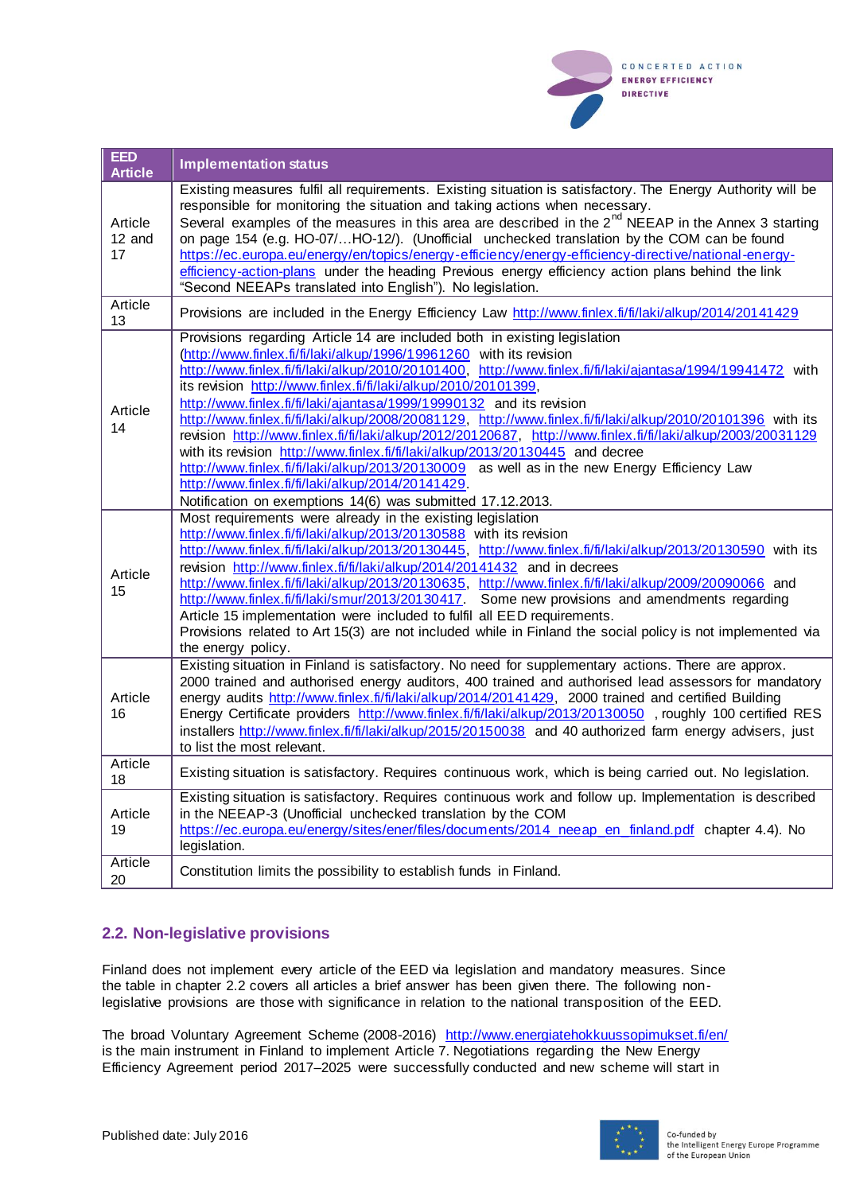| EED Article | Implementation status |
| --- | --- |
| Article 12 and 17 | Existing measures fulfil all requirements. Existing situation is satisfactory. The Energy Authority will be responsible for monitoring the situation and taking actions when necessary. Several examples of the measures in this area are described in the 2nd NEEAP in the Annex 3 starting on page 154 (e.g. HO-07/…HO-12/). (Unofficial unchecked translation by the COM can be found https://ec.europa.eu/energy/en/topics/energy-efficiency/energy-efficiency-directive/national-energy-efficiency-action-plans under the heading Previous energy efficiency action plans behind the link "Second NEEAPs translated into English"). No legislation. |
| Article 13 | Provisions are included in the Energy Efficiency Law http://www.finlex.fi/fi/laki/alkup/2014/20141429 |
| Article 14 | Provisions regarding Article 14 are included both in existing legislation (http://www.finlex.fi/fi/laki/alkup/1996/19961260 with its revision http://www.finlex.fi/fi/laki/alkup/2010/20101400, http://www.finlex.fi/fi/laki/ajantasa/1994/19941472 with its revision http://www.finlex.fi/fi/laki/alkup/2010/20101399, http://www.finlex.fi/fi/laki/ajantasa/1999/19990132 and its revision http://www.finlex.fi/fi/laki/alkup/2008/20081129, http://www.finlex.fi/fi/laki/alkup/2010/20101396 with its revision http://www.finlex.fi/fi/laki/alkup/2012/20120687, http://www.finlex.fi/fi/laki/alkup/2003/20031129 with its revision http://www.finlex.fi/fi/laki/alkup/2013/20130445 and decree http://www.finlex.fi/fi/laki/alkup/2013/20130009 as well as in the new Energy Efficiency Law http://www.finlex.fi/fi/laki/alkup/2014/20141429. Notification on exemptions 14(6) was submitted 17.12.2013. |
| Article 15 | Most requirements were already in the existing legislation http://www.finlex.fi/fi/laki/alkup/2013/20130588 with its revision http://www.finlex.fi/fi/laki/alkup/2013/20130445, http://www.finlex.fi/fi/laki/alkup/2013/20130590 with its revision http://www.finlex.fi/fi/laki/alkup/2014/20141432 and in decrees http://www.finlex.fi/fi/laki/alkup/2013/20130635, http://www.finlex.fi/fi/laki/alkup/2009/20090066 and http://www.finlex.fi/fi/laki/smur/2013/20130417. Some new provisions and amendments regarding Article 15 implementation were included to fulfil all EED requirements. Provisions related to Art 15(3) are not included while in Finland the social policy is not implemented via the energy policy. |
| Article 16 | Existing situation in Finland is satisfactory. No need for supplementary actions. There are approx. 2000 trained and authorised energy auditors, 400 trained and authorised lead assessors for mandatory energy audits http://www.finlex.fi/fi/laki/alkup/2014/20141429, 2000 trained and certified Building Energy Certificate providers http://www.finlex.fi/fi/laki/alkup/2013/20130050 , roughly 100 certified RES installers http://www.finlex.fi/fi/laki/alkup/2015/20150038 and 40 authorized farm energy advisers, just to list the most relevant. |
| Article 18 | Existing situation is satisfactory. Requires continuous work, which is being carried out. No legislation. |
| Article 19 | Existing situation is satisfactory. Requires continuous work and follow up. Implementation is described in the NEEAP-3 (Unofficial unchecked translation by the COM https://ec.europa.eu/energy/sites/ener/files/documents/2014_neeap_en_finland.pdf chapter 4.4). No legislation. |
| Article 20 | Constitution limits the possibility to establish funds in Finland. |

## 2.2. Non-legislative provisions

Finland does not implement every article of the EED via legislation and mandatory measures. Since the table in chapter 2.2 covers all articles a brief answer has been given there. The following non-legislative provisions are those with significance in relation to the national transposition of the EED.

The broad Voluntary Agreement Scheme (2008-2016) http://www.energiatehokkuussopimukset.fi/en/ is the main instrument in Finland to implement Article 7. Negotiations regarding the New Energy Efficiency Agreement period 2017–2025 were successfully conducted and new scheme will start in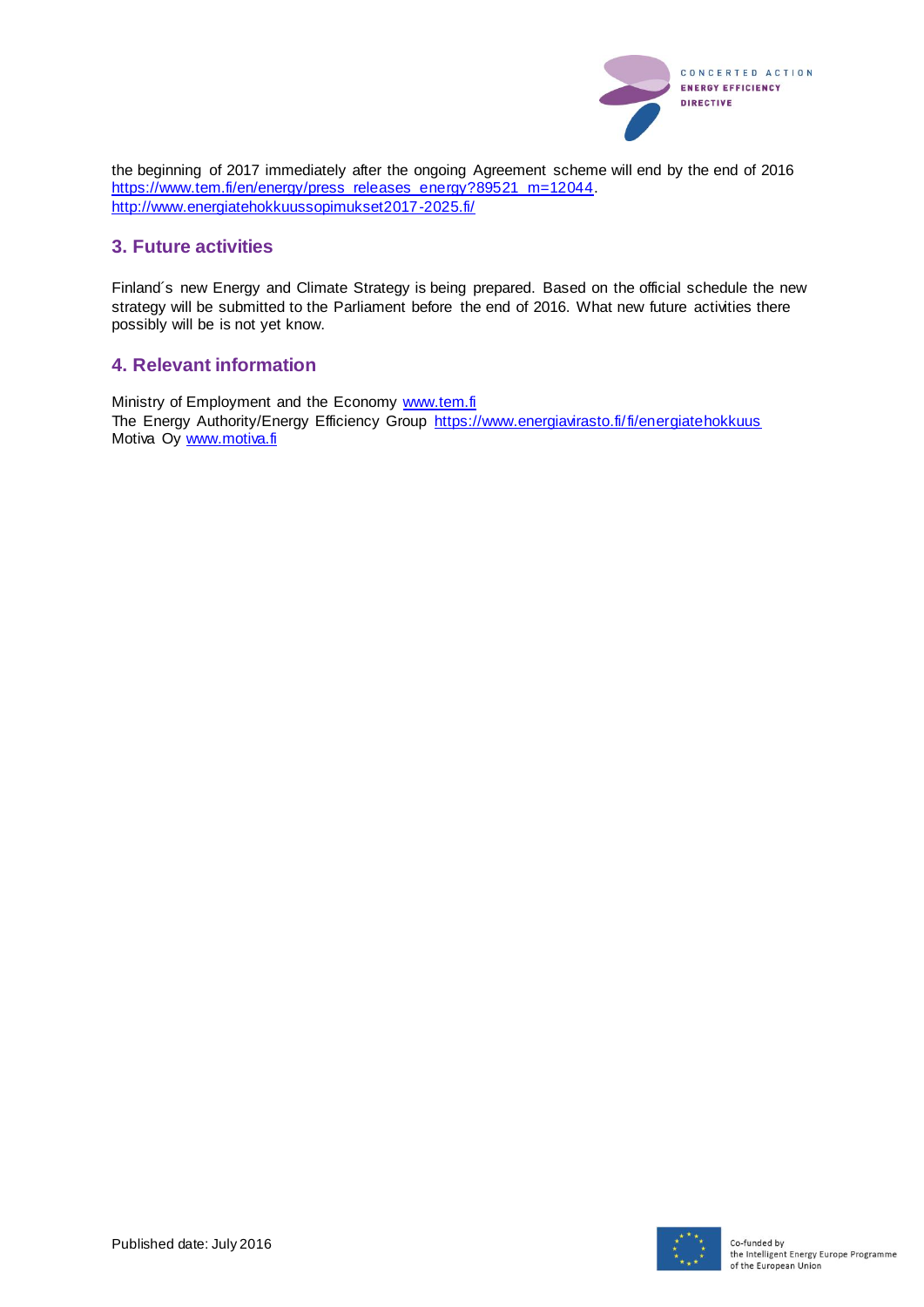the beginning of 2017 immediately after the ongoing Agreement scheme will end by the end of 2016 https://www.tem.fi/en/energy/press_releases_energy?89521_m=12044.
http://www.energiatehokkuussopimukset2017-2025.fi/

## 3. Future activities

Finland´s new Energy and Climate Strategy is being prepared. Based on the official schedule the new strategy will be submitted to the Parliament before the end of 2016. What new future activities there possibly will be is not yet know.

## 4. Relevant information

Ministry of Employment and the Economy www.tem.fi
The Energy Authority/Energy Efficiency Group https://www.energiavirasto.fi/fi/energiatehokkuus
Motiva Oy www.motiva.fi

Published date: July 2016